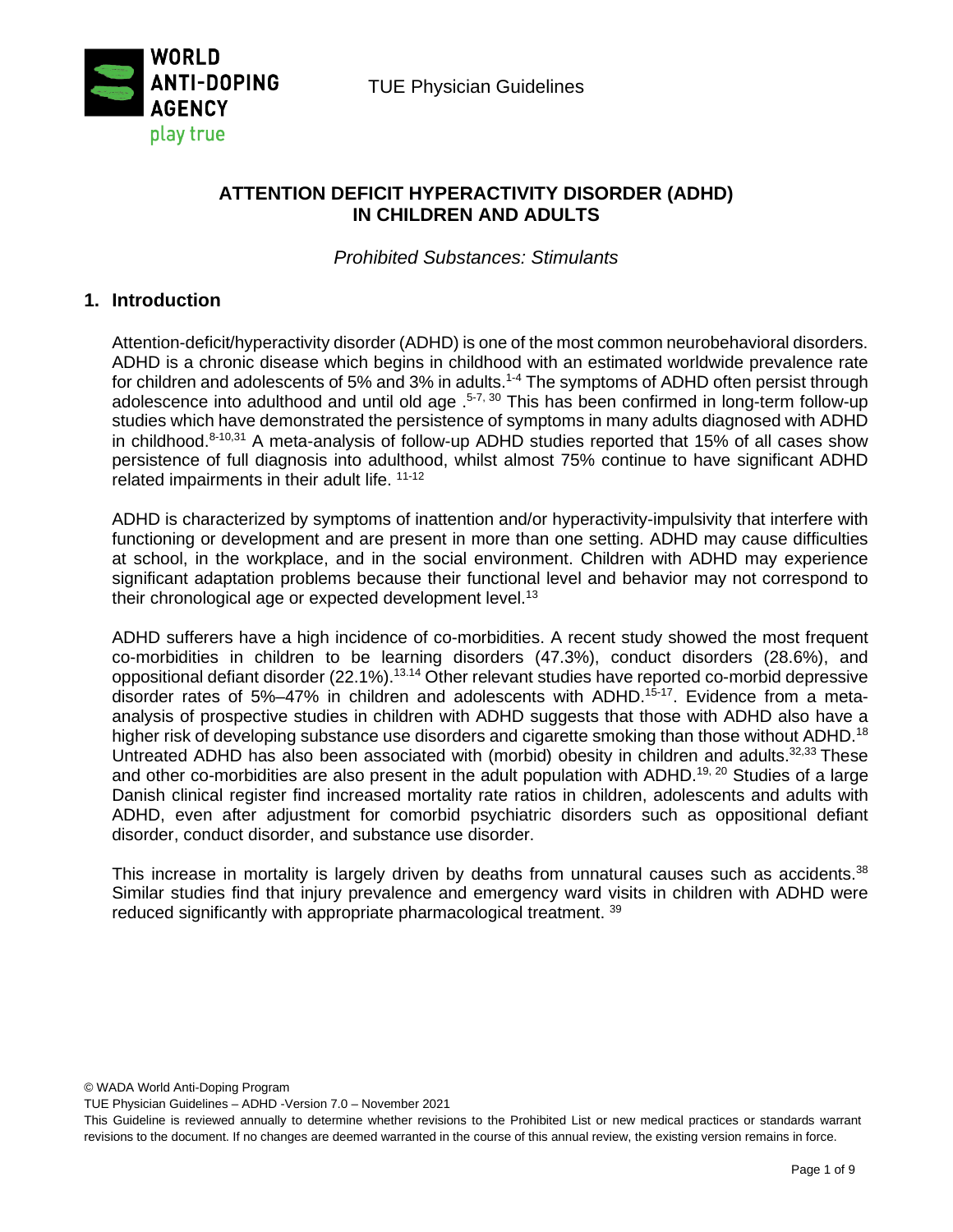# ATTENTION DEFICIT HYPERACTIVITY DISORDER (ADHD) IN CHILDREN AND ADULTS

*Prohibited Substances: Stimulants*

## 1. Introduction

Attention-deficit/hyperactivity disorder (ADHD) is one of the most common neurobehavioral disorders. ADHD is a chronic disease which begins in childhood with an estimated worldwide prevalence rate for children and adolescents of 5% and 3% in adults.[1-4] The symptoms of ADHD often persist through adolescence into adulthood and until old age .[5-7, 30] This has been confirmed in long-term follow-up studies which have demonstrated the persistence of symptoms in many adults diagnosed with ADHD in childhood.[8-10,31] A meta-analysis of follow-up ADHD studies reported that 15% of all cases show persistence of full diagnosis into adulthood, whilst almost 75% continue to have significant ADHD related impairments in their adult life. [11-12]

ADHD is characterized by symptoms of inattention and/or hyperactivity-impulsivity that interfere with functioning or development and are present in more than one setting. ADHD may cause difficulties at school, in the workplace, and in the social environment. Children with ADHD may experience significant adaptation problems because their functional level and behavior may not correspond to their chronological age or expected development level.[13]

ADHD sufferers have a high incidence of co-morbidities. A recent study showed the most frequent co-morbidities in children to be learning disorders (47.3%), conduct disorders (28.6%), and oppositional defiant disorder (22.1%).[13.14] Other relevant studies have reported co-morbid depressive disorder rates of 5%–47% in children and adolescents with ADHD.[15-17]. Evidence from a meta-analysis of prospective studies in children with ADHD suggests that those with ADHD also have a higher risk of developing substance use disorders and cigarette smoking than those without ADHD.[18] Untreated ADHD has also been associated with (morbid) obesity in children and adults.[32,33] These and other co-morbidities are also present in the adult population with ADHD.[19, 20] Studies of a large Danish clinical register find increased mortality rate ratios in children, adolescents and adults with ADHD, even after adjustment for comorbid psychiatric disorders such as oppositional defiant disorder, conduct disorder, and substance use disorder.

This increase in mortality is largely driven by deaths from unnatural causes such as accidents.[38] Similar studies find that injury prevalence and emergency ward visits in children with ADHD were reduced significantly with appropriate pharmacological treatment. [39]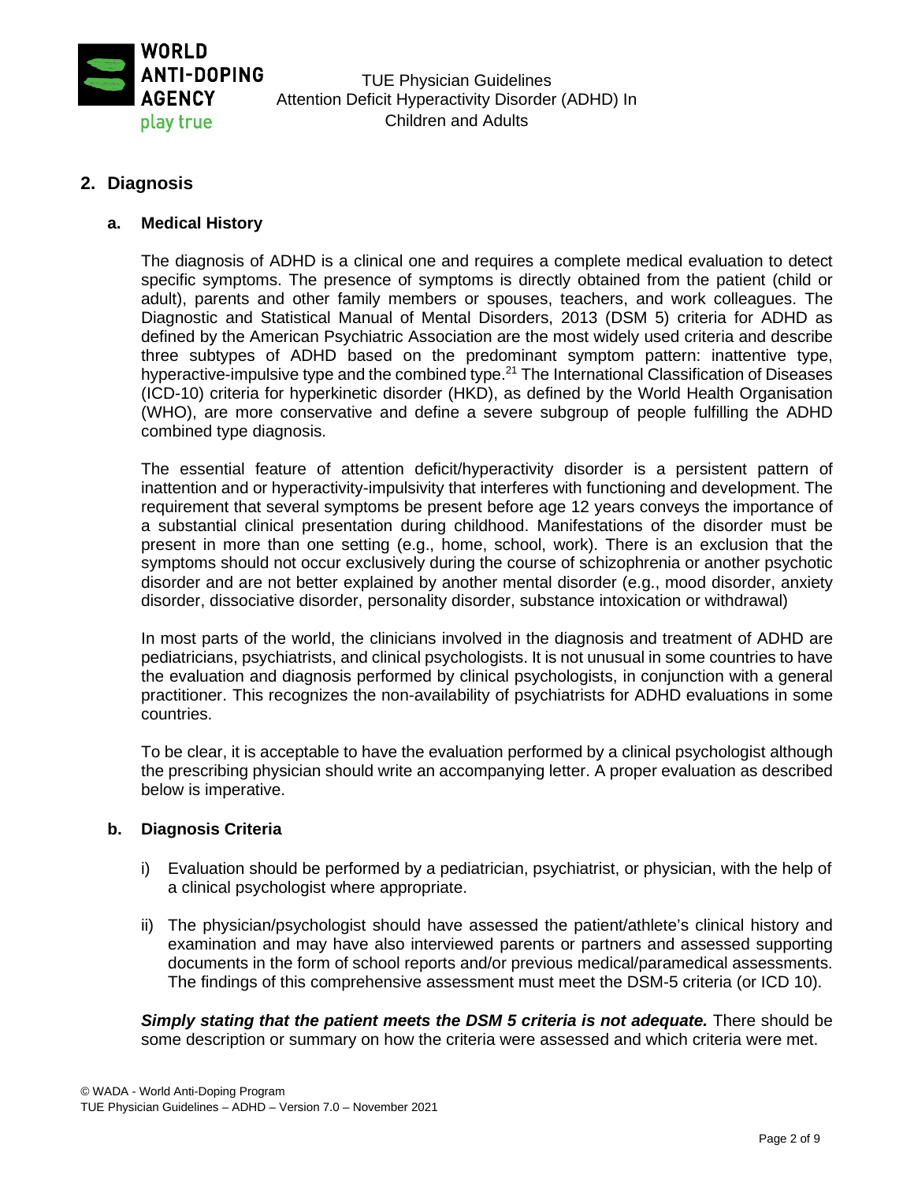## 2. Diagnosis

### a. Medical History

The diagnosis of ADHD is a clinical one and requires a complete medical evaluation to detect specific symptoms. The presence of symptoms is directly obtained from the patient (child or adult), parents and other family members or spouses, teachers, and work colleagues. The Diagnostic and Statistical Manual of Mental Disorders, 2013 (DSM 5) criteria for ADHD as defined by the American Psychiatric Association are the most widely used criteria and describe three subtypes of ADHD based on the predominant symptom pattern: inattentive type, hyperactive-impulsive type and the combined type.[21] The International Classification of Diseases (ICD-10) criteria for hyperkinetic disorder (HKD), as defined by the World Health Organisation (WHO), are more conservative and define a severe subgroup of people fulfilling the ADHD combined type diagnosis.

The essential feature of attention deficit/hyperactivity disorder is a persistent pattern of inattention and or hyperactivity-impulsivity that interferes with functioning and development. The requirement that several symptoms be present before age 12 years conveys the importance of a substantial clinical presentation during childhood. Manifestations of the disorder must be present in more than one setting (e.g., home, school, work). There is an exclusion that the symptoms should not occur exclusively during the course of schizophrenia or another psychotic disorder and are not better explained by another mental disorder (e.g., mood disorder, anxiety disorder, dissociative disorder, personality disorder, substance intoxication or withdrawal)

In most parts of the world, the clinicians involved in the diagnosis and treatment of ADHD are pediatricians, psychiatrists, and clinical psychologists. It is not unusual in some countries to have the evaluation and diagnosis performed by clinical psychologists, in conjunction with a general practitioner. This recognizes the non-availability of psychiatrists for ADHD evaluations in some countries.

To be clear, it is acceptable to have the evaluation performed by a clinical psychologist although the prescribing physician should write an accompanying letter. A proper evaluation as described below is imperative.

### b. Diagnosis Criteria

i) Evaluation should be performed by a pediatrician, psychiatrist, or physician, with the help of a clinical psychologist where appropriate.

ii) The physician/psychologist should have assessed the patient/athlete's clinical history and examination and may have also interviewed parents or partners and assessed supporting documents in the form of school reports and/or previous medical/paramedical assessments. The findings of this comprehensive assessment must meet the DSM-5 criteria (or ICD 10).

***Simply stating that the patient meets the DSM 5 criteria is not adequate.*** There should be some description or summary on how the criteria were assessed and which criteria were met.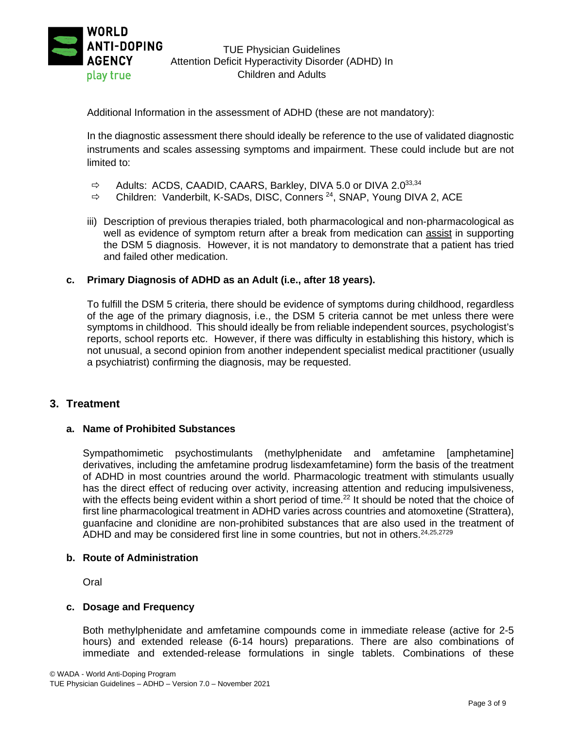Additional Information in the assessment of ADHD (these are not mandatory):

In the diagnostic assessment there should ideally be reference to the use of validated diagnostic instruments and scales assessing symptoms and impairment. These could include but are not limited to:

- ⇨ Adults: ACDS, CAADID, CAARS, Barkley, DIVA 5.0 or DIVA 2.0[33,34]
- ⇨ Children: Vanderbilt, K-SADs, DISC, Conners [24], SNAP, Young DIVA 2, ACE

iii) Description of previous therapies trialed, both pharmacological and non-pharmacological as well as evidence of symptom return after a break from medication can <u>assist</u> in supporting the DSM 5 diagnosis. However, it is not mandatory to demonstrate that a patient has tried and failed other medication.

**c. Primary Diagnosis of ADHD as an Adult (i.e., after 18 years).**

To fulfill the DSM 5 criteria, there should be evidence of symptoms during childhood, regardless of the age of the primary diagnosis, i.e., the DSM 5 criteria cannot be met unless there were symptoms in childhood. This should ideally be from reliable independent sources, psychologist's reports, school reports etc. However, if there was difficulty in establishing this history, which is not unusual, a second opinion from another independent specialist medical practitioner (usually a psychiatrist) confirming the diagnosis, may be requested.

## 3. Treatment

### a. Name of Prohibited Substances

Sympathomimetic psychostimulants (methylphenidate and amfetamine [amphetamine] derivatives, including the amfetamine prodrug lisdexamfetamine) form the basis of the treatment of ADHD in most countries around the world. Pharmacologic treatment with stimulants usually has the direct effect of reducing over activity, increasing attention and reducing impulsiveness, with the effects being evident within a short period of time.[22] It should be noted that the choice of first line pharmacological treatment in ADHD varies across countries and atomoxetine (Strattera), guanfacine and clonidine are non-prohibited substances that are also used in the treatment of ADHD and may be considered first line in some countries, but not in others.[24,25,2729]

### b. Route of Administration

Oral

### c. Dosage and Frequency

Both methylphenidate and amfetamine compounds come in immediate release (active for 2-5 hours) and extended release (6-14 hours) preparations. There are also combinations of immediate and extended-release formulations in single tablets. Combinations of these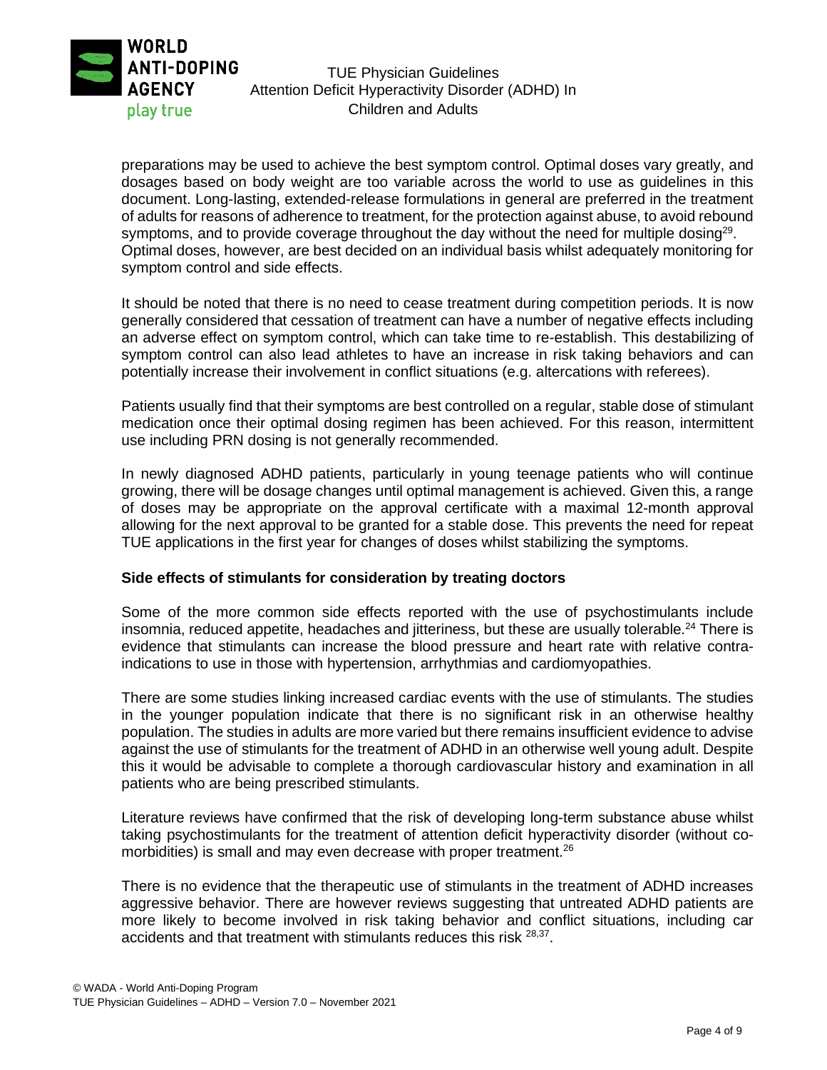preparations may be used to achieve the best symptom control. Optimal doses vary greatly, and dosages based on body weight are too variable across the world to use as guidelines in this document. Long-lasting, extended-release formulations in general are preferred in the treatment of adults for reasons of adherence to treatment, for the protection against abuse, to avoid rebound symptoms, and to provide coverage throughout the day without the need for multiple dosing[29]. Optimal doses, however, are best decided on an individual basis whilst adequately monitoring for symptom control and side effects.

It should be noted that there is no need to cease treatment during competition periods. It is now generally considered that cessation of treatment can have a number of negative effects including an adverse effect on symptom control, which can take time to re-establish. This destabilizing of symptom control can also lead athletes to have an increase in risk taking behaviors and can potentially increase their involvement in conflict situations (e.g. altercations with referees).

Patients usually find that their symptoms are best controlled on a regular, stable dose of stimulant medication once their optimal dosing regimen has been achieved. For this reason, intermittent use including PRN dosing is not generally recommended.

In newly diagnosed ADHD patients, particularly in young teenage patients who will continue growing, there will be dosage changes until optimal management is achieved. Given this, a range of doses may be appropriate on the approval certificate with a maximal 12-month approval allowing for the next approval to be granted for a stable dose. This prevents the need for repeat TUE applications in the first year for changes of doses whilst stabilizing the symptoms.

**Side effects of stimulants for consideration by treating doctors**

Some of the more common side effects reported with the use of psychostimulants include insomnia, reduced appetite, headaches and jitteriness, but these are usually tolerable.[24] There is evidence that stimulants can increase the blood pressure and heart rate with relative contra-indications to use in those with hypertension, arrhythmias and cardiomyopathies.

There are some studies linking increased cardiac events with the use of stimulants. The studies in the younger population indicate that there is no significant risk in an otherwise healthy population. The studies in adults are more varied but there remains insufficient evidence to advise against the use of stimulants for the treatment of ADHD in an otherwise well young adult. Despite this it would be advisable to complete a thorough cardiovascular history and examination in all patients who are being prescribed stimulants.

Literature reviews have confirmed that the risk of developing long-term substance abuse whilst taking psychostimulants for the treatment of attention deficit hyperactivity disorder (without co-morbidities) is small and may even decrease with proper treatment.[26]

There is no evidence that the therapeutic use of stimulants in the treatment of ADHD increases aggressive behavior. There are however reviews suggesting that untreated ADHD patients are more likely to become involved in risk taking behavior and conflict situations, including car accidents and that treatment with stimulants reduces this risk [28,37].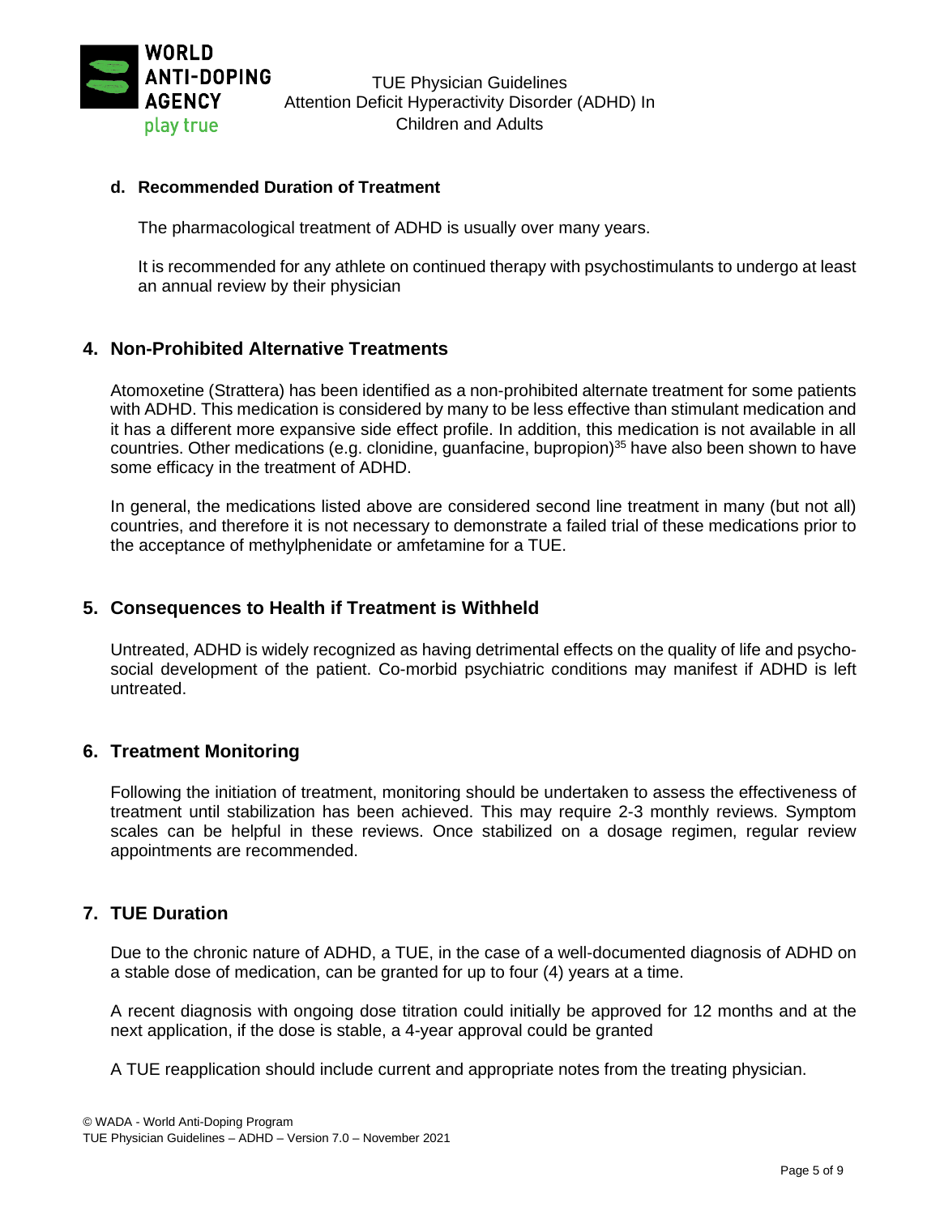### d. Recommended Duration of Treatment

The pharmacological treatment of ADHD is usually over many years.

It is recommended for any athlete on continued therapy with psychostimulants to undergo at least an annual review by their physician

## 4. Non-Prohibited Alternative Treatments

Atomoxetine (Strattera) has been identified as a non-prohibited alternate treatment for some patients with ADHD. This medication is considered by many to be less effective than stimulant medication and it has a different more expansive side effect profile. In addition, this medication is not available in all countries. Other medications (e.g. clonidine, guanfacine, bupropion)[35] have also been shown to have some efficacy in the treatment of ADHD.

In general, the medications listed above are considered second line treatment in many (but not all) countries, and therefore it is not necessary to demonstrate a failed trial of these medications prior to the acceptance of methylphenidate or amfetamine for a TUE.

## 5. Consequences to Health if Treatment is Withheld

Untreated, ADHD is widely recognized as having detrimental effects on the quality of life and psycho-social development of the patient. Co-morbid psychiatric conditions may manifest if ADHD is left untreated.

## 6. Treatment Monitoring

Following the initiation of treatment, monitoring should be undertaken to assess the effectiveness of treatment until stabilization has been achieved. This may require 2-3 monthly reviews. Symptom scales can be helpful in these reviews. Once stabilized on a dosage regimen, regular review appointments are recommended.

## 7. TUE Duration

Due to the chronic nature of ADHD, a TUE, in the case of a well-documented diagnosis of ADHD on a stable dose of medication, can be granted for up to four (4) years at a time.

A recent diagnosis with ongoing dose titration could initially be approved for 12 months and at the next application, if the dose is stable, a 4-year approval could be granted

A TUE reapplication should include current and appropriate notes from the treating physician.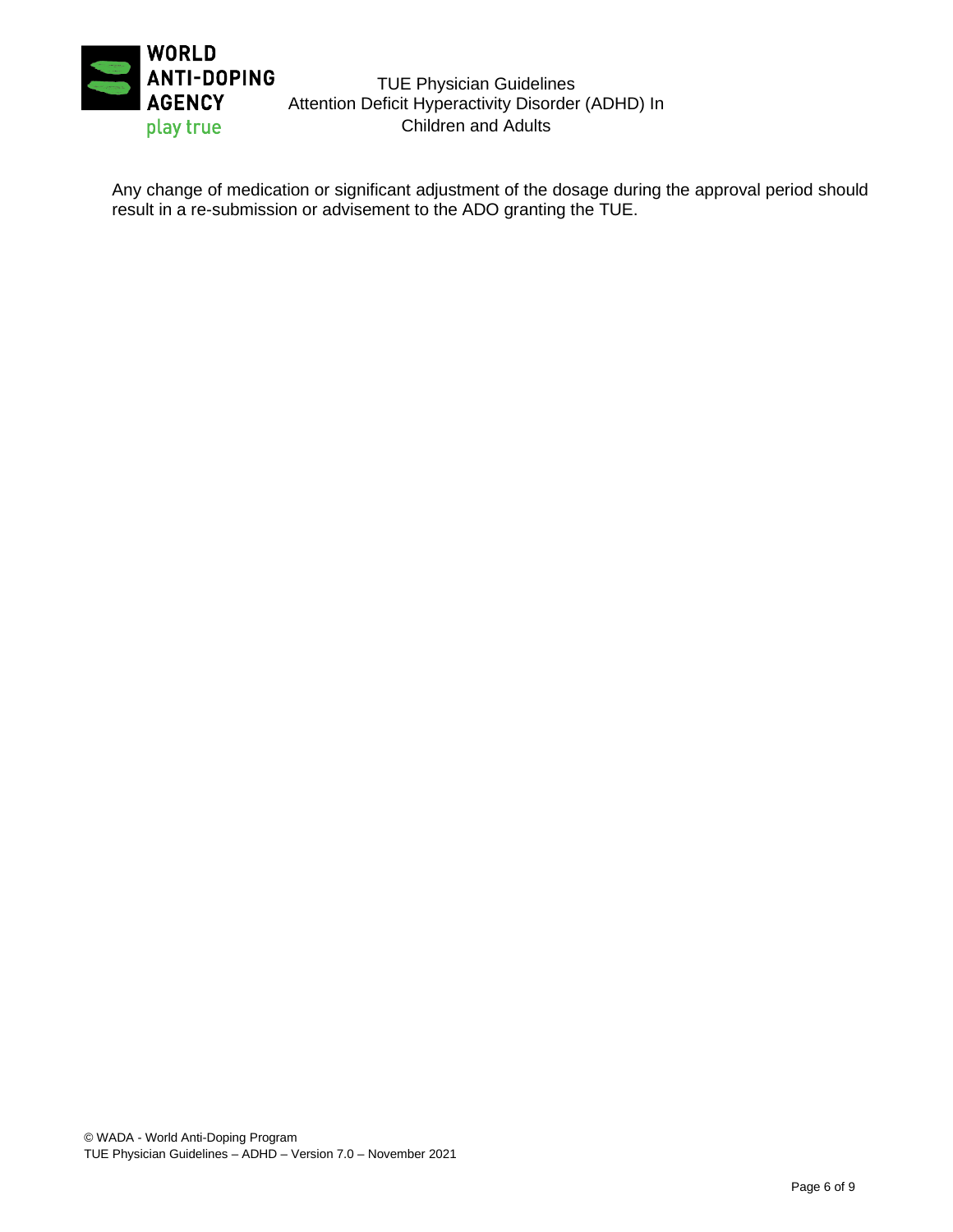Any change of medication or significant adjustment of the dosage during the approval period should result in a re-submission or advisement to the ADO granting the TUE.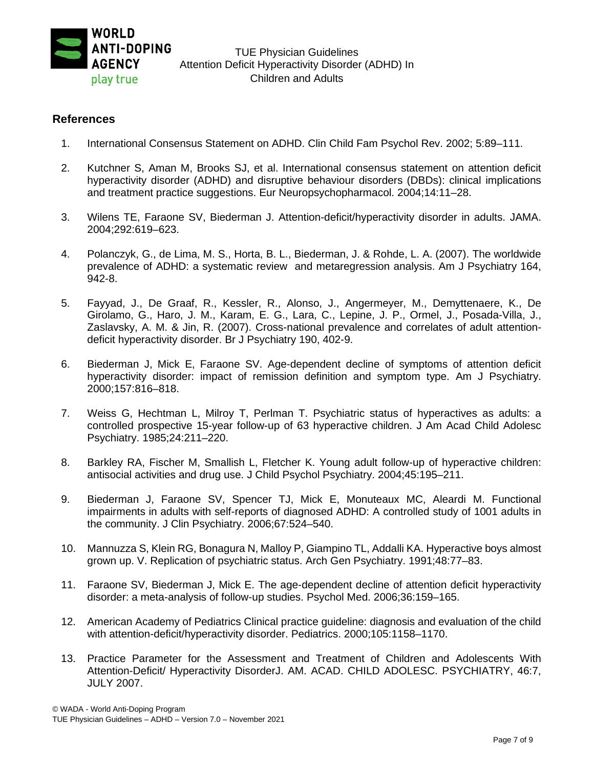## References

1. International Consensus Statement on ADHD. Clin Child Fam Psychol Rev. 2002; 5:89–111.

2. Kutchner S, Aman M, Brooks SJ, et al. International consensus statement on attention deficit hyperactivity disorder (ADHD) and disruptive behaviour disorders (DBDs): clinical implications and treatment practice suggestions. Eur Neuropsychopharmacol. 2004;14:11–28.

3. Wilens TE, Faraone SV, Biederman J. Attention-deficit/hyperactivity disorder in adults. JAMA. 2004;292:619–623.

4. Polanczyk, G., de Lima, M. S., Horta, B. L., Biederman, J. & Rohde, L. A. (2007). The worldwide prevalence of ADHD: a systematic review and metaregression analysis. Am J Psychiatry 164, 942-8.

5. Fayyad, J., De Graaf, R., Kessler, R., Alonso, J., Angermeyer, M., Demyttenaere, K., De Girolamo, G., Haro, J. M., Karam, E. G., Lara, C., Lepine, J. P., Ormel, J., Posada-Villa, J., Zaslavsky, A. M. & Jin, R. (2007). Cross-national prevalence and correlates of adult attention-deficit hyperactivity disorder. Br J Psychiatry 190, 402-9.

6. Biederman J, Mick E, Faraone SV. Age-dependent decline of symptoms of attention deficit hyperactivity disorder: impact of remission definition and symptom type. Am J Psychiatry. 2000;157:816–818.

7. Weiss G, Hechtman L, Milroy T, Perlman T. Psychiatric status of hyperactives as adults: a controlled prospective 15-year follow-up of 63 hyperactive children. J Am Acad Child Adolesc Psychiatry. 1985;24:211–220.

8. Barkley RA, Fischer M, Smallish L, Fletcher K. Young adult follow-up of hyperactive children: antisocial activities and drug use. J Child Psychol Psychiatry. 2004;45:195–211.

9. Biederman J, Faraone SV, Spencer TJ, Mick E, Monuteaux MC, Aleardi M. Functional impairments in adults with self-reports of diagnosed ADHD: A controlled study of 1001 adults in the community. J Clin Psychiatry. 2006;67:524–540.

10. Mannuzza S, Klein RG, Bonagura N, Malloy P, Giampino TL, Addalli KA. Hyperactive boys almost grown up. V. Replication of psychiatric status. Arch Gen Psychiatry. 1991;48:77–83.

11. Faraone SV, Biederman J, Mick E. The age-dependent decline of attention deficit hyperactivity disorder: a meta-analysis of follow-up studies. Psychol Med. 2006;36:159–165.

12. American Academy of Pediatrics Clinical practice guideline: diagnosis and evaluation of the child with attention-deficit/hyperactivity disorder. Pediatrics. 2000;105:1158–1170.

13. Practice Parameter for the Assessment and Treatment of Children and Adolescents With Attention-Deficit/ Hyperactivity DisorderJ. AM. ACAD. CHILD ADOLESC. PSYCHIATRY, 46:7, JULY 2007.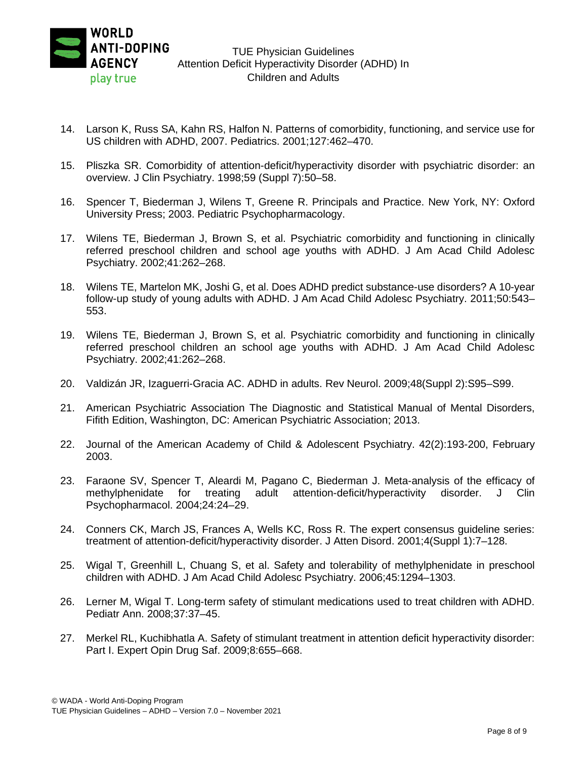14. Larson K, Russ SA, Kahn RS, Halfon N. Patterns of comorbidity, functioning, and service use for US children with ADHD, 2007. Pediatrics. 2001;127:462–470.

15. Pliszka SR. Comorbidity of attention-deficit/hyperactivity disorder with psychiatric disorder: an overview. J Clin Psychiatry. 1998;59 (Suppl 7):50–58.

16. Spencer T, Biederman J, Wilens T, Greene R. Principals and Practice. New York, NY: Oxford University Press; 2003. Pediatric Psychopharmacology.

17. Wilens TE, Biederman J, Brown S, et al. Psychiatric comorbidity and functioning in clinically referred preschool children and school age youths with ADHD. J Am Acad Child Adolesc Psychiatry. 2002;41:262–268.

18. Wilens TE, Martelon MK, Joshi G, et al. Does ADHD predict substance-use disorders? A 10-year follow-up study of young adults with ADHD. J Am Acad Child Adolesc Psychiatry. 2011;50:543–553.

19. Wilens TE, Biederman J, Brown S, et al. Psychiatric comorbidity and functioning in clinically referred preschool children an school age youths with ADHD. J Am Acad Child Adolesc Psychiatry. 2002;41:262–268.

20. Valdizán JR, Izaguerri-Gracia AC. ADHD in adults. Rev Neurol. 2009;48(Suppl 2):S95–S99.

21. American Psychiatric Association The Diagnostic and Statistical Manual of Mental Disorders, Fifith Edition, Washington, DC: American Psychiatric Association; 2013.

22. Journal of the American Academy of Child & Adolescent Psychiatry. 42(2):193-200, February 2003.

23. Faraone SV, Spencer T, Aleardi M, Pagano C, Biederman J. Meta-analysis of the efficacy of methylphenidate for treating adult attention-deficit/hyperactivity disorder. J Clin Psychopharmacol. 2004;24:24–29.

24. Conners CK, March JS, Frances A, Wells KC, Ross R. The expert consensus guideline series: treatment of attention-deficit/hyperactivity disorder. J Atten Disord. 2001;4(Suppl 1):7–128.

25. Wigal T, Greenhill L, Chuang S, et al. Safety and tolerability of methylphenidate in preschool children with ADHD. J Am Acad Child Adolesc Psychiatry. 2006;45:1294–1303.

26. Lerner M, Wigal T. Long-term safety of stimulant medications used to treat children with ADHD. Pediatr Ann. 2008;37:37–45.

27. Merkel RL, Kuchibhatla A. Safety of stimulant treatment in attention deficit hyperactivity disorder: Part I. Expert Opin Drug Saf. 2009;8:655–668.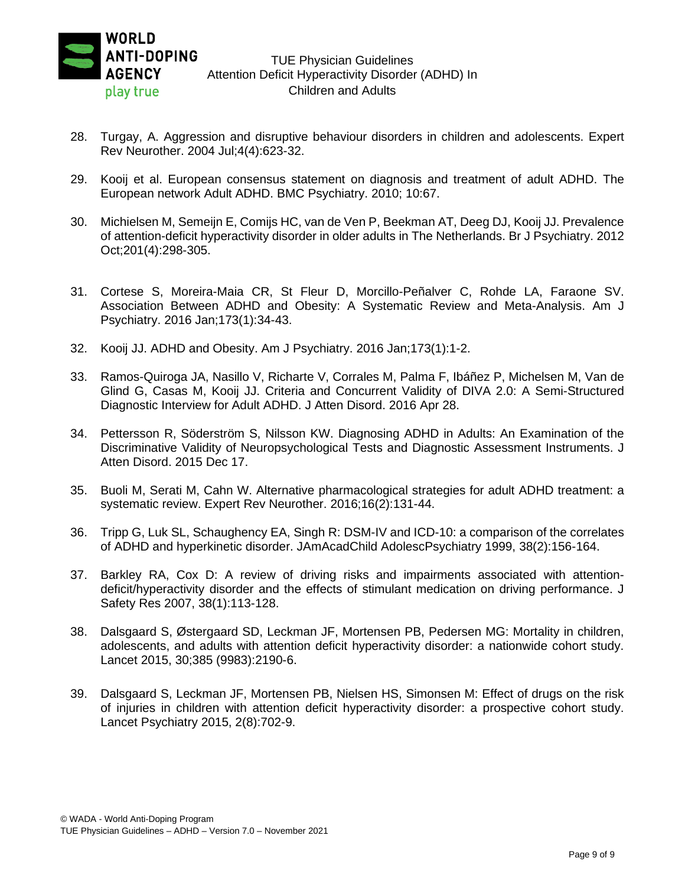28. Turgay, A. Aggression and disruptive behaviour disorders in children and adolescents. Expert Rev Neurother. 2004 Jul;4(4):623-32.

29. Kooij et al. European consensus statement on diagnosis and treatment of adult ADHD. The European network Adult ADHD. BMC Psychiatry. 2010; 10:67.

30. Michielsen M, Semeijn E, Comijs HC, van de Ven P, Beekman AT, Deeg DJ, Kooij JJ. Prevalence of attention-deficit hyperactivity disorder in older adults in The Netherlands. Br J Psychiatry. 2012 Oct;201(4):298-305.

31. Cortese S, Moreira-Maia CR, St Fleur D, Morcillo-Peñalver C, Rohde LA, Faraone SV. Association Between ADHD and Obesity: A Systematic Review and Meta-Analysis. Am J Psychiatry. 2016 Jan;173(1):34-43.

32. Kooij JJ. ADHD and Obesity. Am J Psychiatry. 2016 Jan;173(1):1-2.

33. Ramos-Quiroga JA, Nasillo V, Richarte V, Corrales M, Palma F, Ibáñez P, Michelsen M, Van de Glind G, Casas M, Kooij JJ. Criteria and Concurrent Validity of DIVA 2.0: A Semi-Structured Diagnostic Interview for Adult ADHD. J Atten Disord. 2016 Apr 28.

34. Pettersson R, Söderström S, Nilsson KW. Diagnosing ADHD in Adults: An Examination of the Discriminative Validity of Neuropsychological Tests and Diagnostic Assessment Instruments. J Atten Disord. 2015 Dec 17.

35. Buoli M, Serati M, Cahn W. Alternative pharmacological strategies for adult ADHD treatment: a systematic review. Expert Rev Neurother. 2016;16(2):131-44.

36. Tripp G, Luk SL, Schaughency EA, Singh R: DSM-IV and ICD-10: a comparison of the correlates of ADHD and hyperkinetic disorder. JAmAcadChild AdolescPsychiatry 1999, 38(2):156-164.

37. Barkley RA, Cox D: A review of driving risks and impairments associated with attention-deficit/hyperactivity disorder and the effects of stimulant medication on driving performance. J Safety Res 2007, 38(1):113-128.

38. Dalsgaard S, Østergaard SD, Leckman JF, Mortensen PB, Pedersen MG: Mortality in children, adolescents, and adults with attention deficit hyperactivity disorder: a nationwide cohort study. Lancet 2015, 30;385 (9983):2190-6.

39. Dalsgaard S, Leckman JF, Mortensen PB, Nielsen HS, Simonsen M: Effect of drugs on the risk of injuries in children with attention deficit hyperactivity disorder: a prospective cohort study. Lancet Psychiatry 2015, 2(8):702-9.